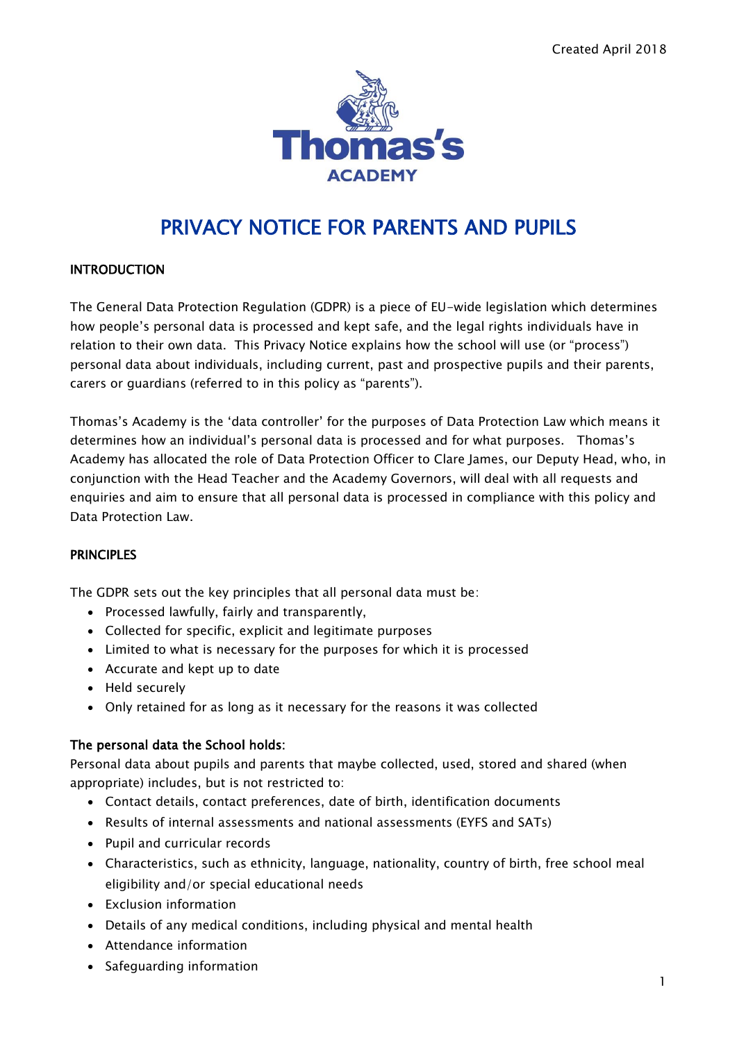Created April 2018

Thomas's ACADEMY

# PRIVACY NOTICE FOR PARENTS AND PUPILS

## INTRODUCTION

The General Data Protection Regulation (GDPR) is a piece of EU-wide legislation which determines how people's personal data is processed and kept safe, and the legal rights individuals have in relation to their own data. This Privacy Notice explains how the school will use (or "process") personal data about individuals, including current, past and prospective pupils and their parents, carers or guardians (referred to in this policy as "parents").

Thomas's Academy is the 'data controller' for the purposes of Data Protection Law which means it determines how an individual's personal data is processed and for what purposes. Thomas's Academy has allocated the role of Data Protection Officer to Clare James, our Deputy Head, who, in conjunction with the Head Teacher and the Academy Governors, will deal with all requests and enquiries and aim to ensure that all personal data is processed in compliance with this policy and Data Protection Law.

## PRINCIPLES

The GDPR sets out the key principles that all personal data must be:

- Processed lawfully, fairly and transparently,
- Collected for specific, explicit and legitimate purposes
- Limited to what is necessary for the purposes for which it is processed
- Accurate and kept up to date
- Held securely
- Only retained for as long as it necessary for the reasons it was collected

### The personal data the School holds:

Personal data about pupils and parents that maybe collected, used, stored and shared (when appropriate) includes, but is not restricted to:

- Contact details, contact preferences, date of birth, identification documents
- Results of internal assessments and national assessments (EYFS and SATs)
- Pupil and curricular records
- Characteristics, such as ethnicity, language, nationality, country of birth, free school meal eligibility and/or special educational needs
- Exclusion information
- Details of any medical conditions, including physical and mental health
- Attendance information
- Safeguarding information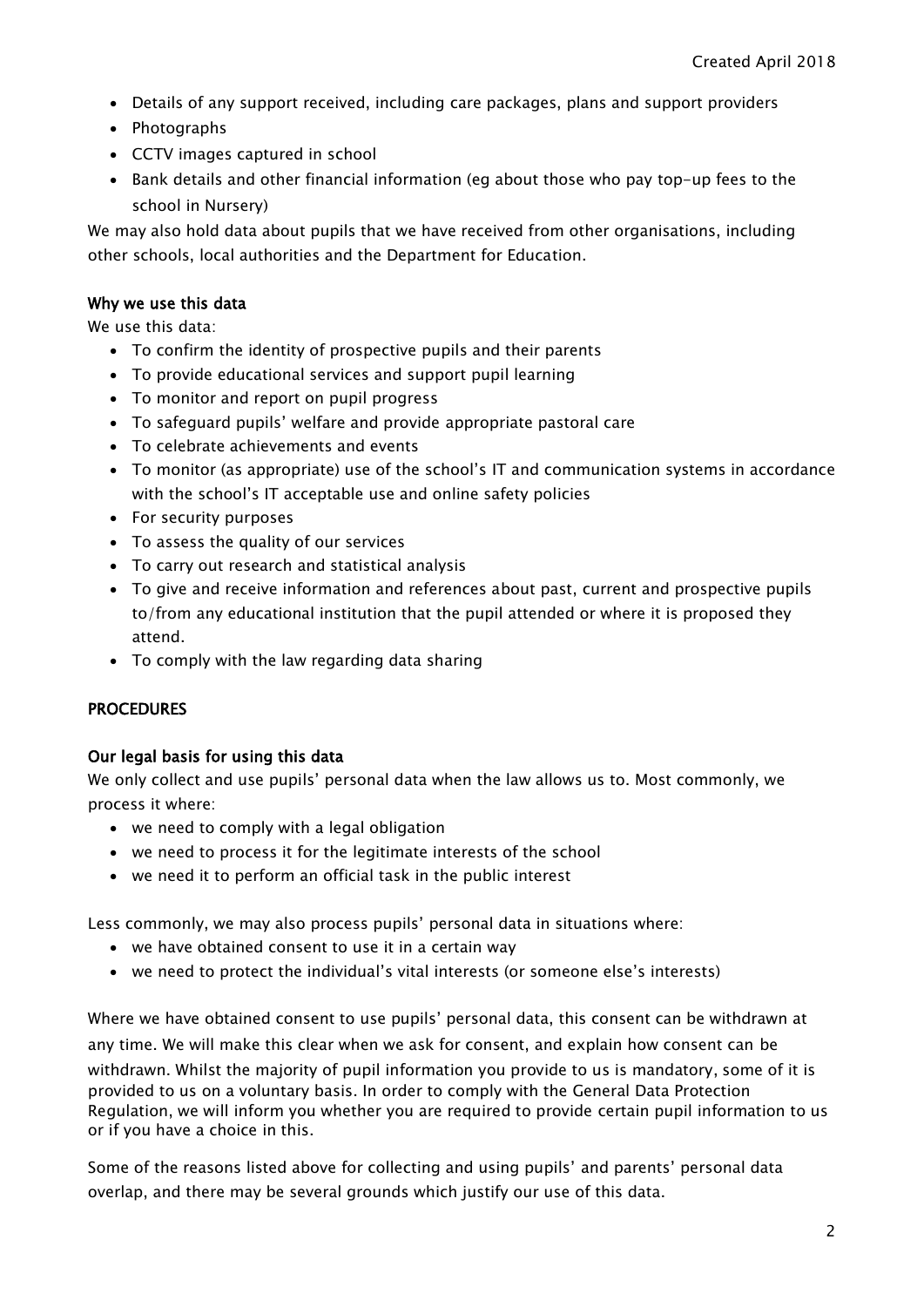- Details of any support received, including care packages, plans and support providers
- Photographs
- CCTV images captured in school
- Bank details and other financial information (eg about those who pay top-up fees to the school in Nursery)

We may also hold data about pupils that we have received from other organisations, including other schools, local authorities and the Department for Education.

### Why we use this data

We use this data:

- To confirm the identity of prospective pupils and their parents
- To provide educational services and support pupil learning
- To monitor and report on pupil progress
- To safeguard pupils' welfare and provide appropriate pastoral care
- To celebrate achievements and events
- To monitor (as appropriate) use of the school's IT and communication systems in accordance with the school's IT acceptable use and online safety policies
- For security purposes
- To assess the quality of our services
- To carry out research and statistical analysis
- To give and receive information and references about past, current and prospective pupils to/from any educational institution that the pupil attended or where it is proposed they attend.
- To comply with the law regarding data sharing

## PROCEDURES

### Our legal basis for using this data

We only collect and use pupils' personal data when the law allows us to. Most commonly, we process it where:

- we need to comply with a legal obligation
- we need to process it for the legitimate interests of the school
- we need it to perform an official task in the public interest

Less commonly, we may also process pupils' personal data in situations where:

- we have obtained consent to use it in a certain way
- we need to protect the individual's vital interests (or someone else's interests)

Where we have obtained consent to use pupils' personal data, this consent can be withdrawn at any time. We will make this clear when we ask for consent, and explain how consent can be withdrawn. Whilst the majority of pupil information you provide to us is mandatory, some of it is provided to us on a voluntary basis. In order to comply with the General Data Protection Regulation, we will inform you whether you are required to provide certain pupil information to us or if you have a choice in this.

Some of the reasons listed above for collecting and using pupils' and parents' personal data overlap, and there may be several grounds which justify our use of this data.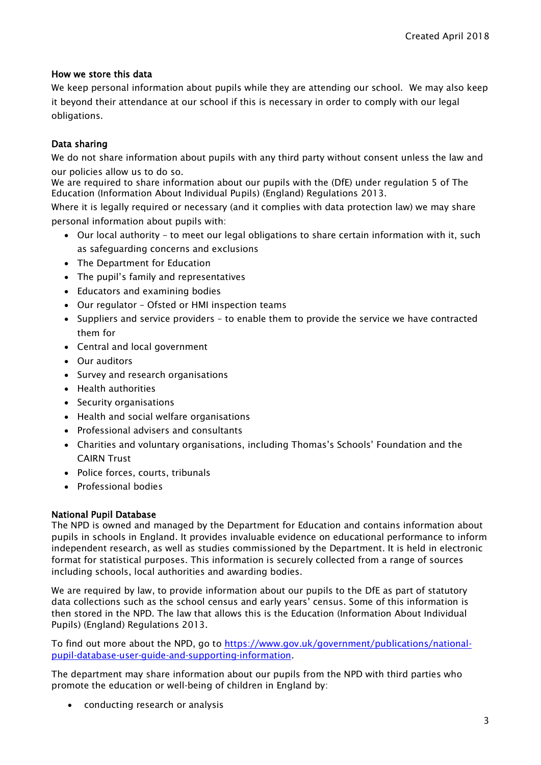### How we store this data

We keep personal information about pupils while they are attending our school. We may also keep it beyond their attendance at our school if this is necessary in order to comply with our legal obligations.

### Data sharing

We do not share information about pupils with any third party without consent unless the law and our policies allow us to do so.
We are required to share information about our pupils with the (DfE) under regulation 5 of The Education (Information About Individual Pupils) (England) Regulations 2013.
Where it is legally required or necessary (and it complies with data protection law) we may share personal information about pupils with:

- Our local authority – to meet our legal obligations to share certain information with it, such as safeguarding concerns and exclusions
- The Department for Education
- The pupil's family and representatives
- Educators and examining bodies
- Our regulator – Ofsted or HMI inspection teams
- Suppliers and service providers – to enable them to provide the service we have contracted them for
- Central and local government
- Our auditors
- Survey and research organisations
- Health authorities
- Security organisations
- Health and social welfare organisations
- Professional advisers and consultants
- Charities and voluntary organisations, including Thomas's Schools' Foundation and the CAIRN Trust
- Police forces, courts, tribunals
- Professional bodies

### National Pupil Database

The NPD is owned and managed by the Department for Education and contains information about pupils in schools in England. It provides invaluable evidence on educational performance to inform independent research, as well as studies commissioned by the Department. It is held in electronic format for statistical purposes. This information is securely collected from a range of sources including schools, local authorities and awarding bodies.

We are required by law, to provide information about our pupils to the DfE as part of statutory data collections such as the school census and early years' census. Some of this information is then stored in the NPD. The law that allows this is the Education (Information About Individual Pupils) (England) Regulations 2013.

To find out more about the NPD, go to [https://www.gov.uk/government/publications/national-pupil-database-user-guide-and-supporting-information](https://www.gov.uk/government/publications/national-pupil-database-user-guide-and-supporting-information).

The department may share information about our pupils from the NPD with third parties who promote the education or well-being of children in England by:

- conducting research or analysis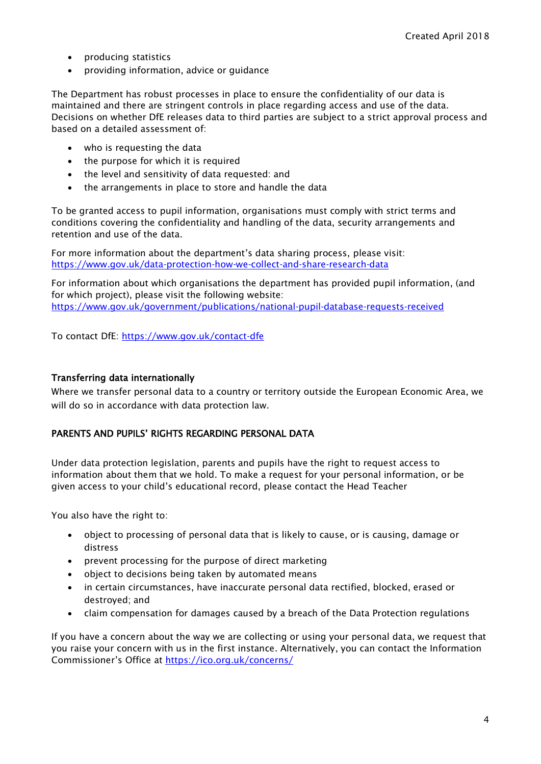- producing statistics
- providing information, advice or guidance

The Department has robust processes in place to ensure the confidentiality of our data is maintained and there are stringent controls in place regarding access and use of the data. Decisions on whether DfE releases data to third parties are subject to a strict approval process and based on a detailed assessment of:

- who is requesting the data
- the purpose for which it is required
- the level and sensitivity of data requested: and
- the arrangements in place to store and handle the data

To be granted access to pupil information, organisations must comply with strict terms and conditions covering the confidentiality and handling of the data, security arrangements and retention and use of the data.

For more information about the department's data sharing process, please visit: https://www.gov.uk/data-protection-how-we-collect-and-share-research-data

For information about which organisations the department has provided pupil information, (and for which project), please visit the following website: https://www.gov.uk/government/publications/national-pupil-database-requests-received

To contact DfE: https://www.gov.uk/contact-dfe

### Transferring data internationally

Where we transfer personal data to a country or territory outside the European Economic Area, we will do so in accordance with data protection law.

### PARENTS AND PUPILS' RIGHTS REGARDING PERSONAL DATA

Under data protection legislation, parents and pupils have the right to request access to information about them that we hold. To make a request for your personal information, or be given access to your child's educational record, please contact the Head Teacher

You also have the right to:

- object to processing of personal data that is likely to cause, or is causing, damage or distress
- prevent processing for the purpose of direct marketing
- object to decisions being taken by automated means
- in certain circumstances, have inaccurate personal data rectified, blocked, erased or destroyed; and
- claim compensation for damages caused by a breach of the Data Protection regulations

If you have a concern about the way we are collecting or using your personal data, we request that you raise your concern with us in the first instance. Alternatively, you can contact the Information Commissioner's Office at https://ico.org.uk/concerns/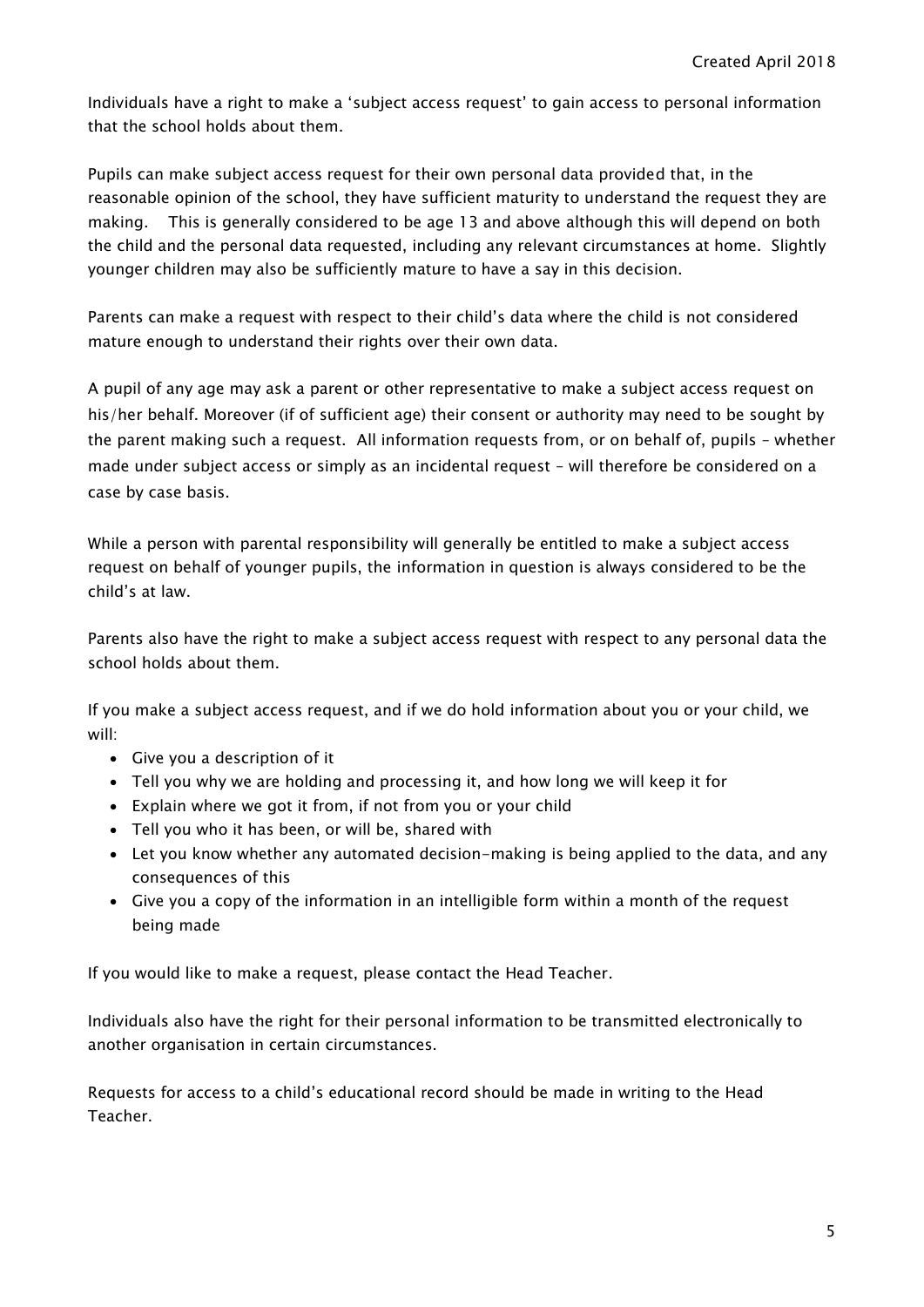Individuals have a right to make a 'subject access request' to gain access to personal information that the school holds about them.

Pupils can make subject access request for their own personal data provided that, in the reasonable opinion of the school, they have sufficient maturity to understand the request they are making. This is generally considered to be age 13 and above although this will depend on both the child and the personal data requested, including any relevant circumstances at home. Slightly younger children may also be sufficiently mature to have a say in this decision.

Parents can make a request with respect to their child's data where the child is not considered mature enough to understand their rights over their own data.

A pupil of any age may ask a parent or other representative to make a subject access request on his/her behalf. Moreover (if of sufficient age) their consent or authority may need to be sought by the parent making such a request. All information requests from, or on behalf of, pupils – whether made under subject access or simply as an incidental request – will therefore be considered on a case by case basis.

While a person with parental responsibility will generally be entitled to make a subject access request on behalf of younger pupils, the information in question is always considered to be the child's at law.

Parents also have the right to make a subject access request with respect to any personal data the school holds about them.

If you make a subject access request, and if we do hold information about you or your child, we will:

- Give you a description of it
- Tell you why we are holding and processing it, and how long we will keep it for
- Explain where we got it from, if not from you or your child
- Tell you who it has been, or will be, shared with
- Let you know whether any automated decision-making is being applied to the data, and any consequences of this
- Give you a copy of the information in an intelligible form within a month of the request being made

If you would like to make a request, please contact the Head Teacher.

Individuals also have the right for their personal information to be transmitted electronically to another organisation in certain circumstances.

Requests for access to a child's educational record should be made in writing to the Head Teacher.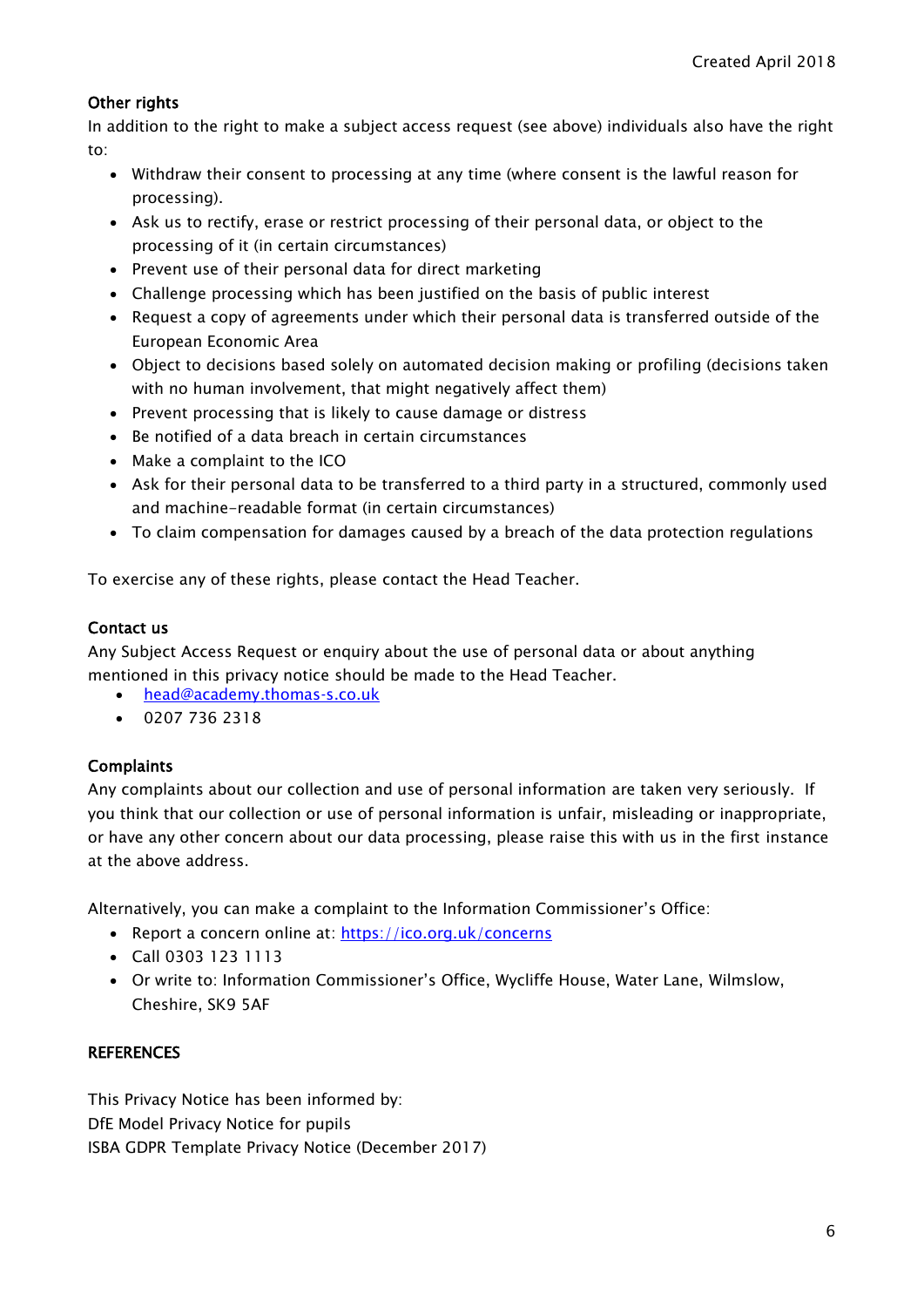**Other rights**

In addition to the right to make a subject access request (see above) individuals also have the right to:

- Withdraw their consent to processing at any time (where consent is the lawful reason for processing).
- Ask us to rectify, erase or restrict processing of their personal data, or object to the processing of it (in certain circumstances)
- Prevent use of their personal data for direct marketing
- Challenge processing which has been justified on the basis of public interest
- Request a copy of agreements under which their personal data is transferred outside of the European Economic Area
- Object to decisions based solely on automated decision making or profiling (decisions taken with no human involvement, that might negatively affect them)
- Prevent processing that is likely to cause damage or distress
- Be notified of a data breach in certain circumstances
- Make a complaint to the ICO
- Ask for their personal data to be transferred to a third party in a structured, commonly used and machine-readable format (in certain circumstances)
- To claim compensation for damages caused by a breach of the data protection regulations

To exercise any of these rights, please contact the Head Teacher.

**Contact us**

Any Subject Access Request or enquiry about the use of personal data or about anything mentioned in this privacy notice should be made to the Head Teacher.

- head@academy.thomas-s.co.uk
- 0207 736 2318

**Complaints**

Any complaints about our collection and use of personal information are taken very seriously. If you think that our collection or use of personal information is unfair, misleading or inappropriate, or have any other concern about our data processing, please raise this with us in the first instance at the above address.

Alternatively, you can make a complaint to the Information Commissioner's Office:

- Report a concern online at: https://ico.org.uk/concerns
- Call 0303 123 1113
- Or write to: Information Commissioner's Office, Wycliffe House, Water Lane, Wilmslow, Cheshire, SK9 5AF

**REFERENCES**

This Privacy Notice has been informed by:
DfE Model Privacy Notice for pupils
ISBA GDPR Template Privacy Notice (December 2017)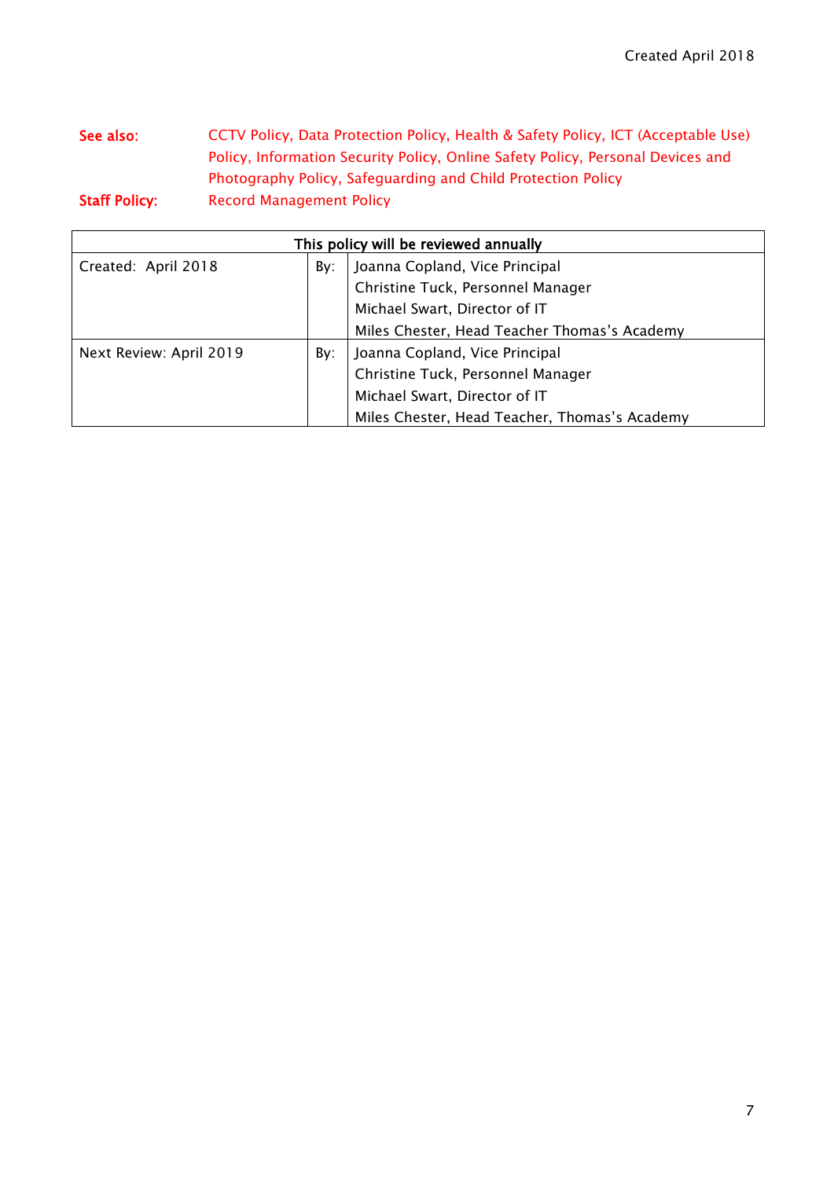Created April 2018

**See also:** CCTV Policy, Data Protection Policy, Health & Safety Policy, ICT (Acceptable Use) Policy, Information Security Policy, Online Safety Policy, Personal Devices and Photography Policy, Safeguarding and Child Protection Policy

**Staff Policy:** Record Management Policy

| This policy will be reviewed annually | | |
|---|---|---|
| Created: April 2018 | By: | Joanna Copland, Vice Principal<br>Christine Tuck, Personnel Manager<br>Michael Swart, Director of IT<br>Miles Chester, Head Teacher Thomas's Academy |
| Next Review: April 2019 | By: | Joanna Copland, Vice Principal<br>Christine Tuck, Personnel Manager<br>Michael Swart, Director of IT<br>Miles Chester, Head Teacher, Thomas's Academy |